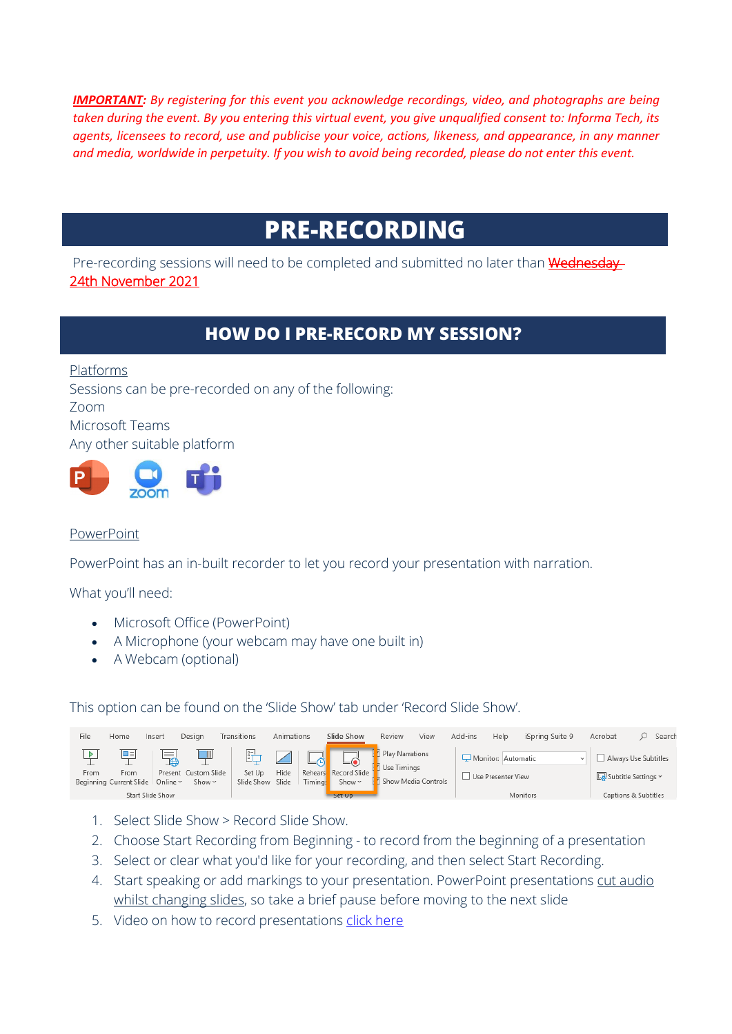***IMPORTANT**: By registering for this event you acknowledge recordings, video, and photographs are being taken during the event. By you entering this virtual event, you give unqualified consent to: Informa Tech, its agents, licensees to record, use and publicise your voice, actions, likeness, and appearance, in any manner and media, worldwide in perpetuity. If you wish to avoid being recorded, please do not enter this event.*

# PRE-RECORDING

Pre-recording sessions will need to be completed and submitted no later than ~~Wednesday~~ 24th November 2021

## HOW DO I PRE-RECORD MY SESSION?

Platforms

Sessions can be pre-recorded on any of the following:
Zoom
Microsoft Teams
Any other suitable platform

PowerPoint

PowerPoint has an in-built recorder to let you record your presentation with narration.

What you'll need:

- Microsoft Office (PowerPoint)
- A Microphone (your webcam may have one built in)
- A Webcam (optional)

This option can be found on the 'Slide Show' tab under 'Record Slide Show'.

1. Select Slide Show > Record Slide Show.
2. Choose Start Recording from Beginning - to record from the beginning of a presentation
3. Select or clear what you'd like for your recording, and then select Start Recording.
4. Start speaking or add markings to your presentation. PowerPoint presentations cut audio whilst changing slides, so take a brief pause before moving to the next slide
5. Video on how to record presentations click here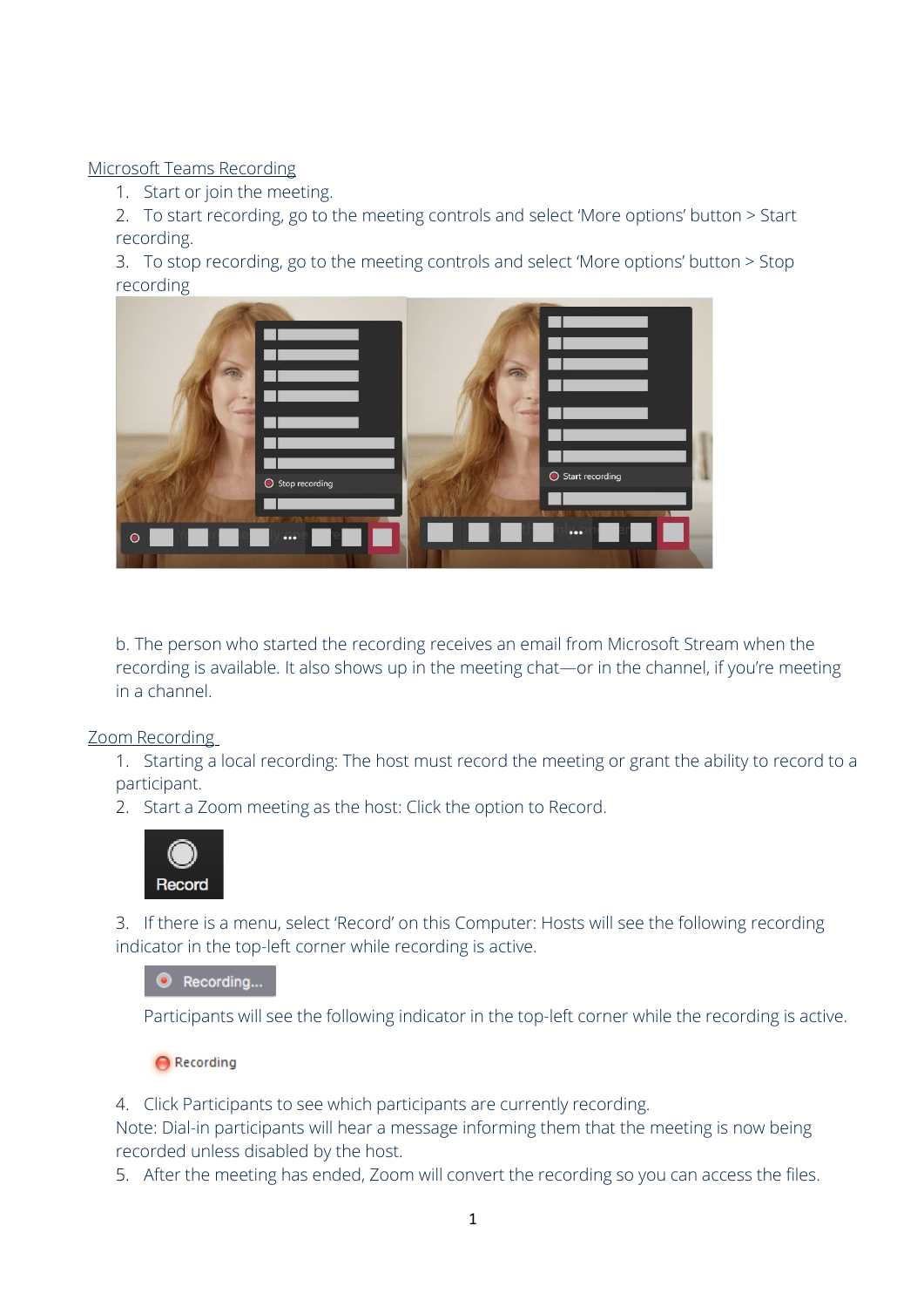Microsoft Teams Recording

1. Start or join the meeting.
2. To start recording, go to the meeting controls and select 'More options' button > Start recording.
3. To stop recording, go to the meeting controls and select 'More options' button > Stop recording

b. The person who started the recording receives an email from Microsoft Stream when the recording is available. It also shows up in the meeting chat—or in the channel, if you're meeting in a channel.

Zoom Recording

1. Starting a local recording: The host must record the meeting or grant the ability to record to a participant.
2. Start a Zoom meeting as the host: Click the option to Record.
3. If there is a menu, select 'Record' on this Computer: Hosts will see the following recording indicator in the top-left corner while recording is active.

   Participants will see the following indicator in the top-left corner while the recording is active.

4. Click Participants to see which participants are currently recording.

Note: Dial-in participants will hear a message informing them that the meeting is now being recorded unless disabled by the host.

5. After the meeting has ended, Zoom will convert the recording so you can access the files.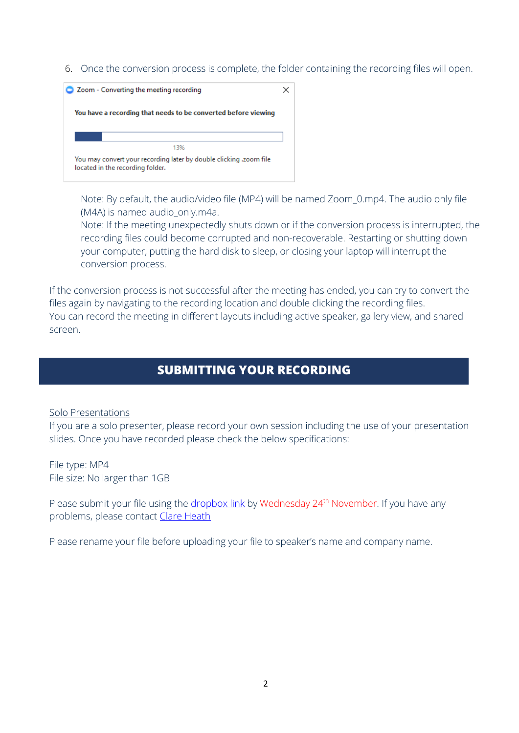6. Once the conversion process is complete, the folder containing the recording files will open.

Zoom - Converting the meeting recording

**You have a recording that needs to be converted before viewing**

13%

You may convert your recording later by double clicking .zoom file located in the recording folder.

Note: By default, the audio/video file (MP4) will be named Zoom_0.mp4. The audio only file (M4A) is named audio_only.m4a.
Note: If the meeting unexpectedly shuts down or if the conversion process is interrupted, the recording files could become corrupted and non-recoverable. Restarting or shutting down your computer, putting the hard disk to sleep, or closing your laptop will interrupt the conversion process.

If the conversion process is not successful after the meeting has ended, you can try to convert the files again by navigating to the recording location and double clicking the recording files.
You can record the meeting in different layouts including active speaker, gallery view, and shared screen.

## SUBMITTING YOUR RECORDING

Solo Presentations
If you are a solo presenter, please record your own session including the use of your presentation slides. Once you have recorded please check the below specifications:

File type: MP4
File size: No larger than 1GB

Please submit your file using the dropbox link by Wednesday 24th November. If you have any problems, please contact Clare Heath

Please rename your file before uploading your file to speaker's name and company name.